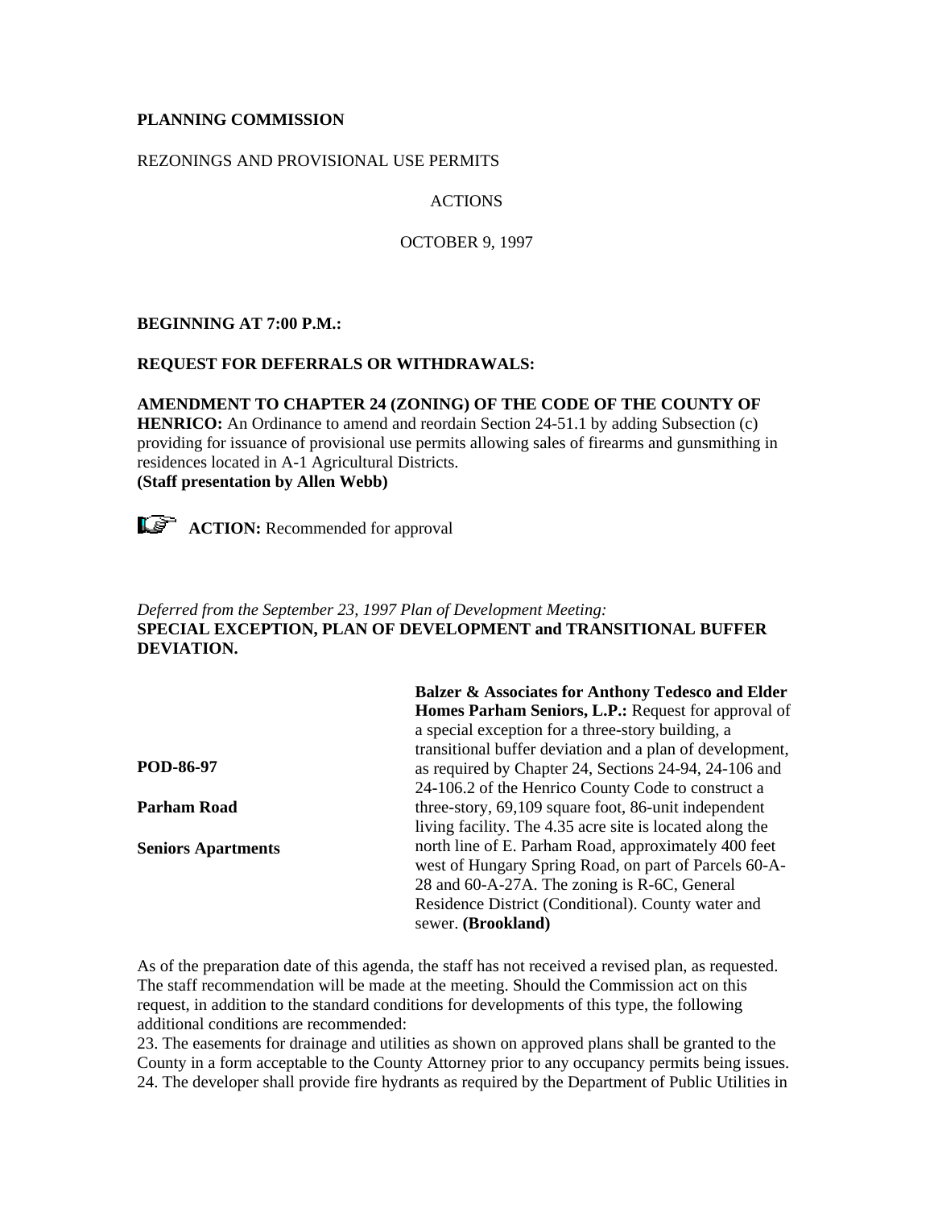**PLANNING COMMISSION**

REZONINGS AND PROVISIONAL USE PERMITS

ACTIONS

OCTOBER 9, 1997

**BEGINNING AT 7:00 P.M.:**

**REQUEST FOR DEFERRALS OR WITHDRAWALS:**

**AMENDMENT TO CHAPTER 24 (ZONING) OF THE CODE OF THE COUNTY OF HENRICO:** An Ordinance to amend and reordain Section 24-51.1 by adding Subsection (c) providing for issuance of provisional use permits allowing sales of firearms and gunsmithing in residences located in A-1 Agricultural Districts.
**(Staff presentation by Allen Webb)**

**ACTION:** Recommended for approval

*Deferred from the September 23, 1997 Plan of Development Meeting:*
**SPECIAL EXCEPTION, PLAN OF DEVELOPMENT and TRANSITIONAL BUFFER DEVIATION.**

**POD-86-97**

**Parham Road**

**Seniors Apartments**

**Balzer & Associates for Anthony Tedesco and Elder Homes Parham Seniors, L.P.:** Request for approval of a special exception for a three-story building, a transitional buffer deviation and a plan of development, as required by Chapter 24, Sections 24-94, 24-106 and 24-106.2 of the Henrico County Code to construct a three-story, 69,109 square foot, 86-unit independent living facility. The 4.35 acre site is located along the north line of E. Parham Road, approximately 400 feet west of Hungary Spring Road, on part of Parcels 60-A-28 and 60-A-27A. The zoning is R-6C, General Residence District (Conditional). County water and sewer. **(Brookland)**

As of the preparation date of this agenda, the staff has not received a revised plan, as requested. The staff recommendation will be made at the meeting. Should the Commission act on this request, in addition to the standard conditions for developments of this type, the following additional conditions are recommended:

23. The easements for drainage and utilities as shown on approved plans shall be granted to the County in a form acceptable to the County Attorney prior to any occupancy permits being issues.
24. The developer shall provide fire hydrants as required by the Department of Public Utilities in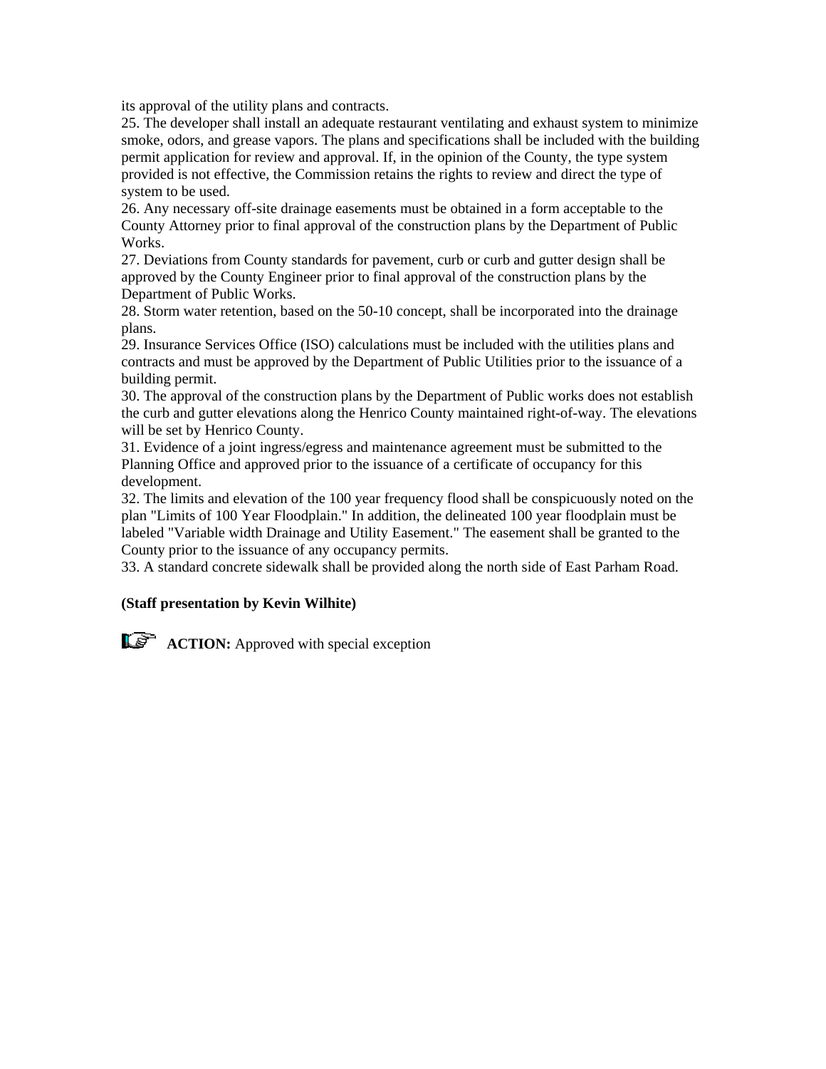its approval of the utility plans and contracts.

25. The developer shall install an adequate restaurant ventilating and exhaust system to minimize smoke, odors, and grease vapors. The plans and specifications shall be included with the building permit application for review and approval. If, in the opinion of the County, the type system provided is not effective, the Commission retains the rights to review and direct the type of system to be used.

26. Any necessary off-site drainage easements must be obtained in a form acceptable to the County Attorney prior to final approval of the construction plans by the Department of Public Works.

27. Deviations from County standards for pavement, curb or curb and gutter design shall be approved by the County Engineer prior to final approval of the construction plans by the Department of Public Works.

28. Storm water retention, based on the 50-10 concept, shall be incorporated into the drainage plans.

29. Insurance Services Office (ISO) calculations must be included with the utilities plans and contracts and must be approved by the Department of Public Utilities prior to the issuance of a building permit.

30. The approval of the construction plans by the Department of Public works does not establish the curb and gutter elevations along the Henrico County maintained right-of-way. The elevations will be set by Henrico County.

31. Evidence of a joint ingress/egress and maintenance agreement must be submitted to the Planning Office and approved prior to the issuance of a certificate of occupancy for this development.

32. The limits and elevation of the 100 year frequency flood shall be conspicuously noted on the plan "Limits of 100 Year Floodplain." In addition, the delineated 100 year floodplain must be labeled "Variable width Drainage and Utility Easement." The easement shall be granted to the County prior to the issuance of any occupancy permits.

33. A standard concrete sidewalk shall be provided along the north side of East Parham Road.

**(Staff presentation by Kevin Wilhite)**

☞ **ACTION:** Approved with special exception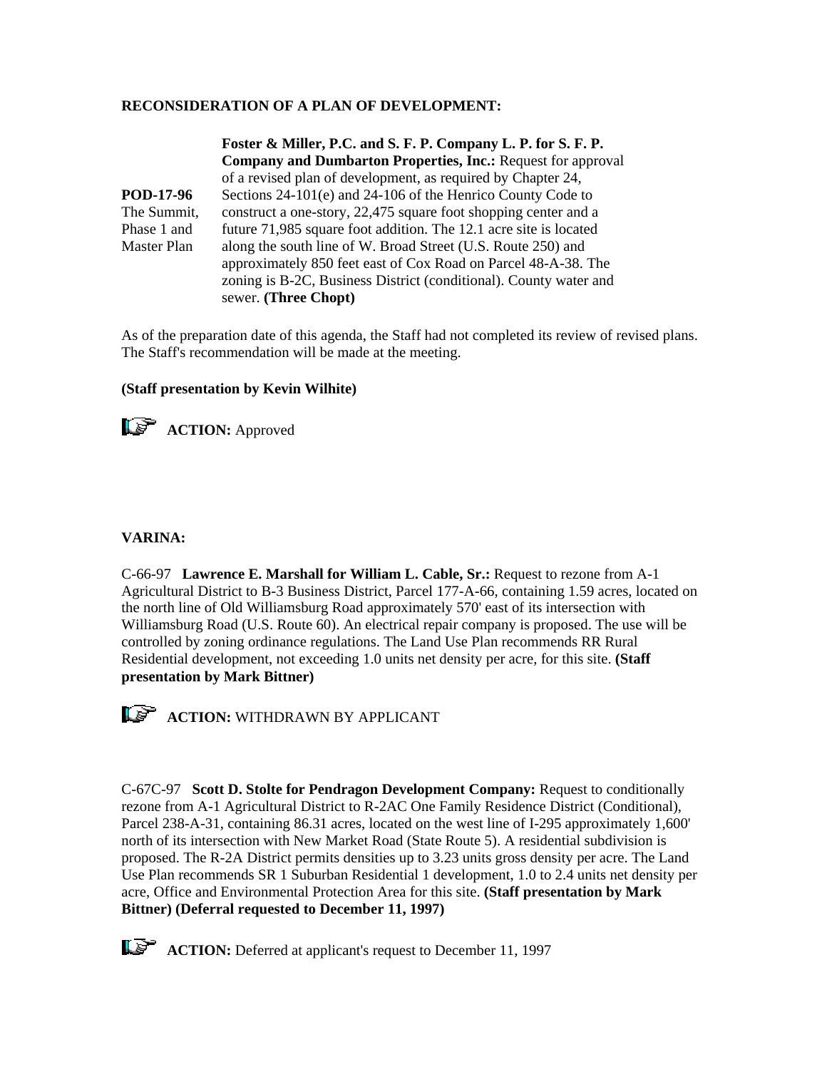**RECONSIDERATION OF A PLAN OF DEVELOPMENT:**

**POD-17-96**
The Summit, Phase 1 and Master Plan

**Foster & Miller, P.C. and S. F. P. Company L. P. for S. F. P. Company and Dumbarton Properties, Inc.:** Request for approval of a revised plan of development, as required by Chapter 24, Sections 24-101(e) and 24-106 of the Henrico County Code to construct a one-story, 22,475 square foot shopping center and a future 71,985 square foot addition. The 12.1 acre site is located along the south line of W. Broad Street (U.S. Route 250) and approximately 850 feet east of Cox Road on Parcel 48-A-38. The zoning is B-2C, Business District (conditional). County water and sewer. **(Three Chopt)**

As of the preparation date of this agenda, the Staff had not completed its review of revised plans. The Staff's recommendation will be made at the meeting.

**(Staff presentation by Kevin Wilhite)**

**ACTION:** Approved

**VARINA:**

C-66-97 **Lawrence E. Marshall for William L. Cable, Sr.:** Request to rezone from A-1 Agricultural District to B-3 Business District, Parcel 177-A-66, containing 1.59 acres, located on the north line of Old Williamsburg Road approximately 570' east of its intersection with Williamsburg Road (U.S. Route 60). An electrical repair company is proposed. The use will be controlled by zoning ordinance regulations. The Land Use Plan recommends RR Rural Residential development, not exceeding 1.0 units net density per acre, for this site. **(Staff presentation by Mark Bittner)**

**ACTION:** WITHDRAWN BY APPLICANT

C-67C-97 **Scott D. Stolte for Pendragon Development Company:** Request to conditionally rezone from A-1 Agricultural District to R-2AC One Family Residence District (Conditional), Parcel 238-A-31, containing 86.31 acres, located on the west line of I-295 approximately 1,600' north of its intersection with New Market Road (State Route 5). A residential subdivision is proposed. The R-2A District permits densities up to 3.23 units gross density per acre. The Land Use Plan recommends SR 1 Suburban Residential 1 development, 1.0 to 2.4 units net density per acre, Office and Environmental Protection Area for this site. **(Staff presentation by Mark Bittner) (Deferral requested to December 11, 1997)**

**ACTION:** Deferred at applicant's request to December 11, 1997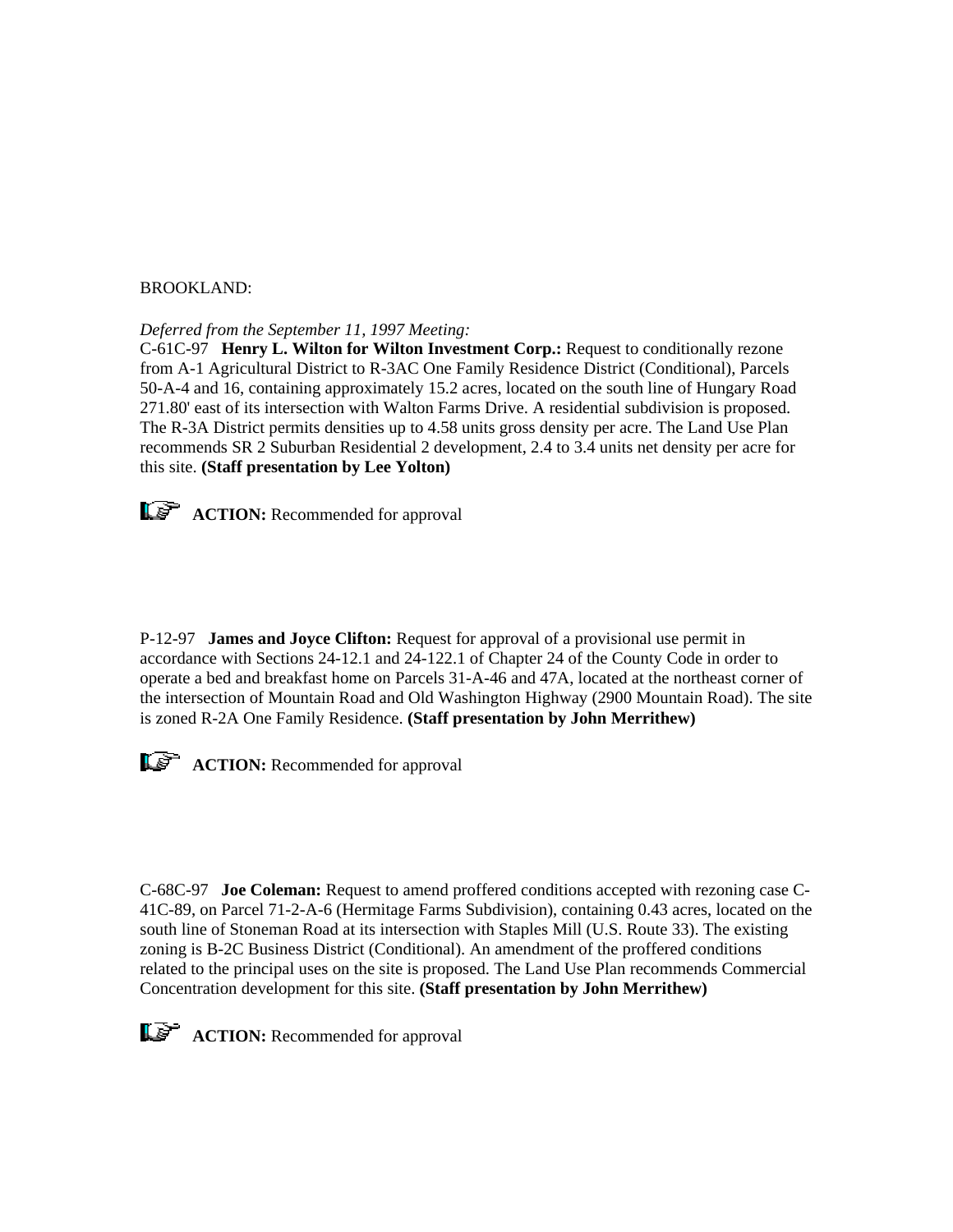BROOKLAND:

*Deferred from the September 11, 1997 Meeting:*
C-61C-97 **Henry L. Wilton for Wilton Investment Corp.:** Request to conditionally rezone from A-1 Agricultural District to R-3AC One Family Residence District (Conditional), Parcels 50-A-4 and 16, containing approximately 15.2 acres, located on the south line of Hungary Road 271.80' east of its intersection with Walton Farms Drive. A residential subdivision is proposed. The R-3A District permits densities up to 4.58 units gross density per acre. The Land Use Plan recommends SR 2 Suburban Residential 2 development, 2.4 to 3.4 units net density per acre for this site. **(Staff presentation by Lee Yolton)**

**ACTION:** Recommended for approval

P-12-97 **James and Joyce Clifton:** Request for approval of a provisional use permit in accordance with Sections 24-12.1 and 24-122.1 of Chapter 24 of the County Code in order to operate a bed and breakfast home on Parcels 31-A-46 and 47A, located at the northeast corner of the intersection of Mountain Road and Old Washington Highway (2900 Mountain Road). The site is zoned R-2A One Family Residence. **(Staff presentation by John Merrithew)**

**ACTION:** Recommended for approval

C-68C-97 **Joe Coleman:** Request to amend proffered conditions accepted with rezoning case C-41C-89, on Parcel 71-2-A-6 (Hermitage Farms Subdivision), containing 0.43 acres, located on the south line of Stoneman Road at its intersection with Staples Mill (U.S. Route 33). The existing zoning is B-2C Business District (Conditional). An amendment of the proffered conditions related to the principal uses on the site is proposed. The Land Use Plan recommends Commercial Concentration development for this site. **(Staff presentation by John Merrithew)**

**ACTION:** Recommended for approval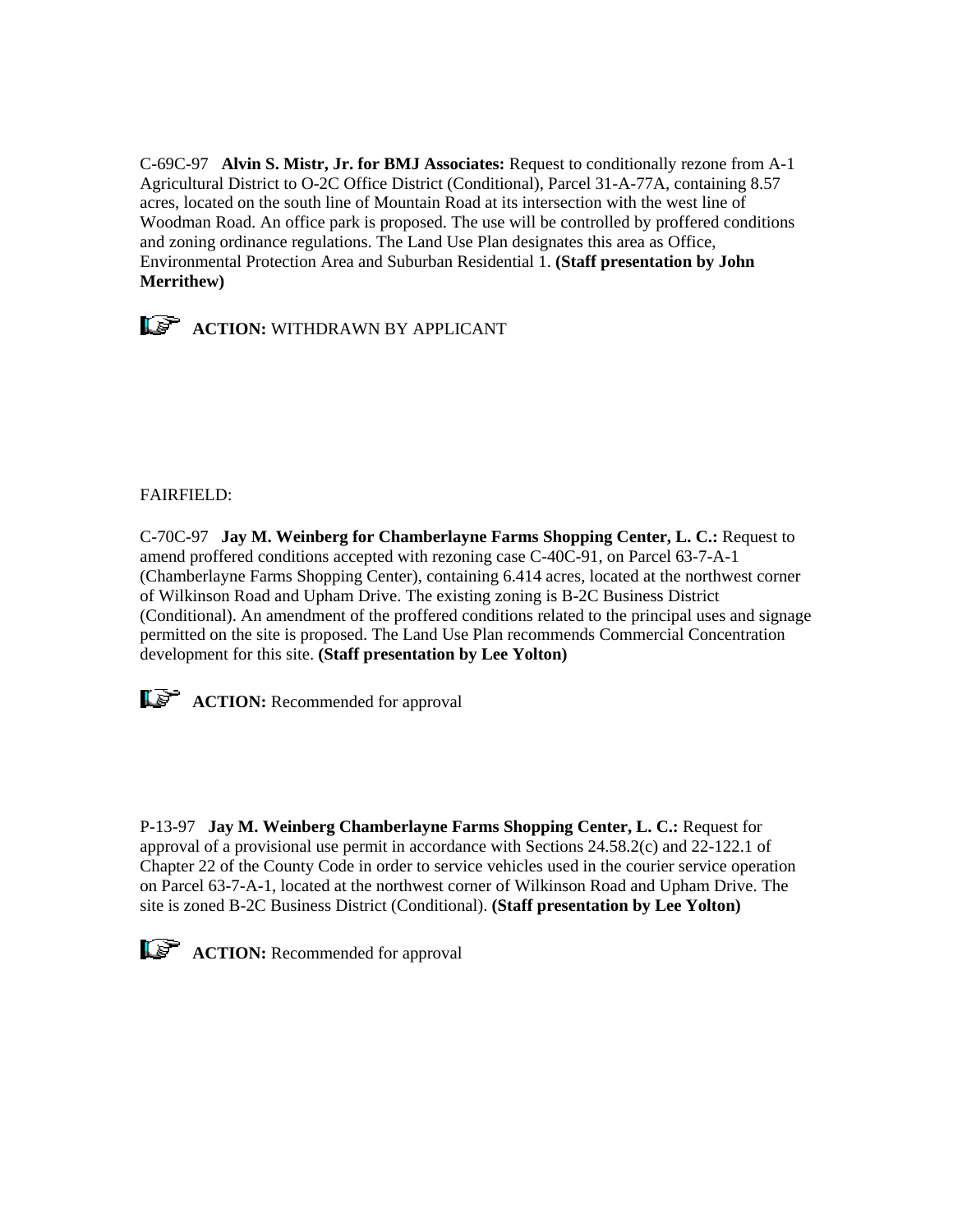C-69C-97 **Alvin S. Mistr, Jr. for BMJ Associates:** Request to conditionally rezone from A-1 Agricultural District to O-2C Office District (Conditional), Parcel 31-A-77A, containing 8.57 acres, located on the south line of Mountain Road at its intersection with the west line of Woodman Road. An office park is proposed. The use will be controlled by proffered conditions and zoning ordinance regulations. The Land Use Plan designates this area as Office, Environmental Protection Area and Suburban Residential 1. **(Staff presentation by John Merrithew)**

☞ **ACTION:** WITHDRAWN BY APPLICANT

FAIRFIELD:

C-70C-97 **Jay M. Weinberg for Chamberlayne Farms Shopping Center, L. C.:** Request to amend proffered conditions accepted with rezoning case C-40C-91, on Parcel 63-7-A-1 (Chamberlayne Farms Shopping Center), containing 6.414 acres, located at the northwest corner of Wilkinson Road and Upham Drive. The existing zoning is B-2C Business District (Conditional). An amendment of the proffered conditions related to the principal uses and signage permitted on the site is proposed. The Land Use Plan recommends Commercial Concentration development for this site. **(Staff presentation by Lee Yolton)**

☞ **ACTION:** Recommended for approval

P-13-97 **Jay M. Weinberg Chamberlayne Farms Shopping Center, L. C.:** Request for approval of a provisional use permit in accordance with Sections 24.58.2(c) and 22-122.1 of Chapter 22 of the County Code in order to service vehicles used in the courier service operation on Parcel 63-7-A-1, located at the northwest corner of Wilkinson Road and Upham Drive. The site is zoned B-2C Business District (Conditional). **(Staff presentation by Lee Yolton)**

☞ **ACTION:** Recommended for approval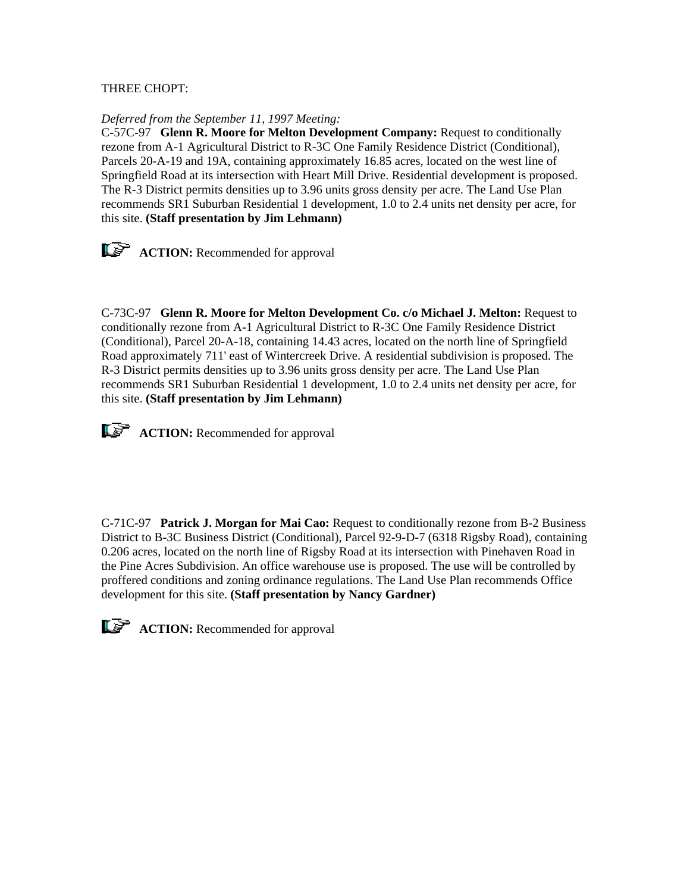THREE CHOPT:

*Deferred from the September 11, 1997 Meeting:*
C-57C-97 **Glenn R. Moore for Melton Development Company:** Request to conditionally rezone from A-1 Agricultural District to R-3C One Family Residence District (Conditional), Parcels 20-A-19 and 19A, containing approximately 16.85 acres, located on the west line of Springfield Road at its intersection with Heart Mill Drive. Residential development is proposed. The R-3 District permits densities up to 3.96 units gross density per acre. The Land Use Plan recommends SR1 Suburban Residential 1 development, 1.0 to 2.4 units net density per acre, for this site. **(Staff presentation by Jim Lehmann)**

☞ **ACTION:** Recommended for approval

C-73C-97 **Glenn R. Moore for Melton Development Co. c/o Michael J. Melton:** Request to conditionally rezone from A-1 Agricultural District to R-3C One Family Residence District (Conditional), Parcel 20-A-18, containing 14.43 acres, located on the north line of Springfield Road approximately 711' east of Wintercreek Drive. A residential subdivision is proposed. The R-3 District permits densities up to 3.96 units gross density per acre. The Land Use Plan recommends SR1 Suburban Residential 1 development, 1.0 to 2.4 units net density per acre, for this site. **(Staff presentation by Jim Lehmann)**

☞ **ACTION:** Recommended for approval

C-71C-97 **Patrick J. Morgan for Mai Cao:** Request to conditionally rezone from B-2 Business District to B-3C Business District (Conditional), Parcel 92-9-D-7 (6318 Rigsby Road), containing 0.206 acres, located on the north line of Rigsby Road at its intersection with Pinehaven Road in the Pine Acres Subdivision. An office warehouse use is proposed. The use will be controlled by proffered conditions and zoning ordinance regulations. The Land Use Plan recommends Office development for this site. **(Staff presentation by Nancy Gardner)**

☞ **ACTION:** Recommended for approval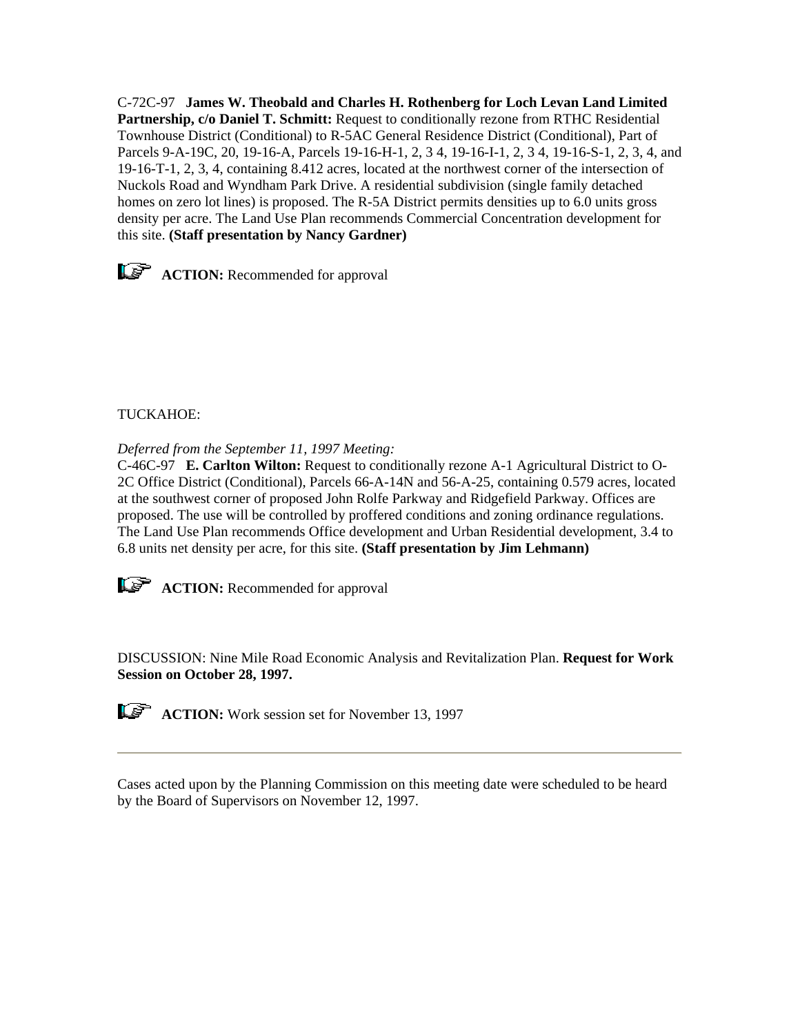C-72C-97 **James W. Theobald and Charles H. Rothenberg for Loch Levan Land Limited Partnership, c/o Daniel T. Schmitt:** Request to conditionally rezone from RTHC Residential Townhouse District (Conditional) to R-5AC General Residence District (Conditional), Part of Parcels 9-A-19C, 20, 19-16-A, Parcels 19-16-H-1, 2, 3 4, 19-16-I-1, 2, 3 4, 19-16-S-1, 2, 3, 4, and 19-16-T-1, 2, 3, 4, containing 8.412 acres, located at the northwest corner of the intersection of Nuckols Road and Wyndham Park Drive. A residential subdivision (single family detached homes on zero lot lines) is proposed. The R-5A District permits densities up to 6.0 units gross density per acre. The Land Use Plan recommends Commercial Concentration development for this site. **(Staff presentation by Nancy Gardner)**

☞ **ACTION:** Recommended for approval

TUCKAHOE:

*Deferred from the September 11, 1997 Meeting:*
C-46C-97 **E. Carlton Wilton:** Request to conditionally rezone A-1 Agricultural District to O-2C Office District (Conditional), Parcels 66-A-14N and 56-A-25, containing 0.579 acres, located at the southwest corner of proposed John Rolfe Parkway and Ridgefield Parkway. Offices are proposed. The use will be controlled by proffered conditions and zoning ordinance regulations. The Land Use Plan recommends Office development and Urban Residential development, 3.4 to 6.8 units net density per acre, for this site. **(Staff presentation by Jim Lehmann)**

☞ **ACTION:** Recommended for approval

DISCUSSION: Nine Mile Road Economic Analysis and Revitalization Plan. **Request for Work Session on October 28, 1997.**

☞ **ACTION:** Work session set for November 13, 1997

---

Cases acted upon by the Planning Commission on this meeting date were scheduled to be heard by the Board of Supervisors on November 12, 1997.